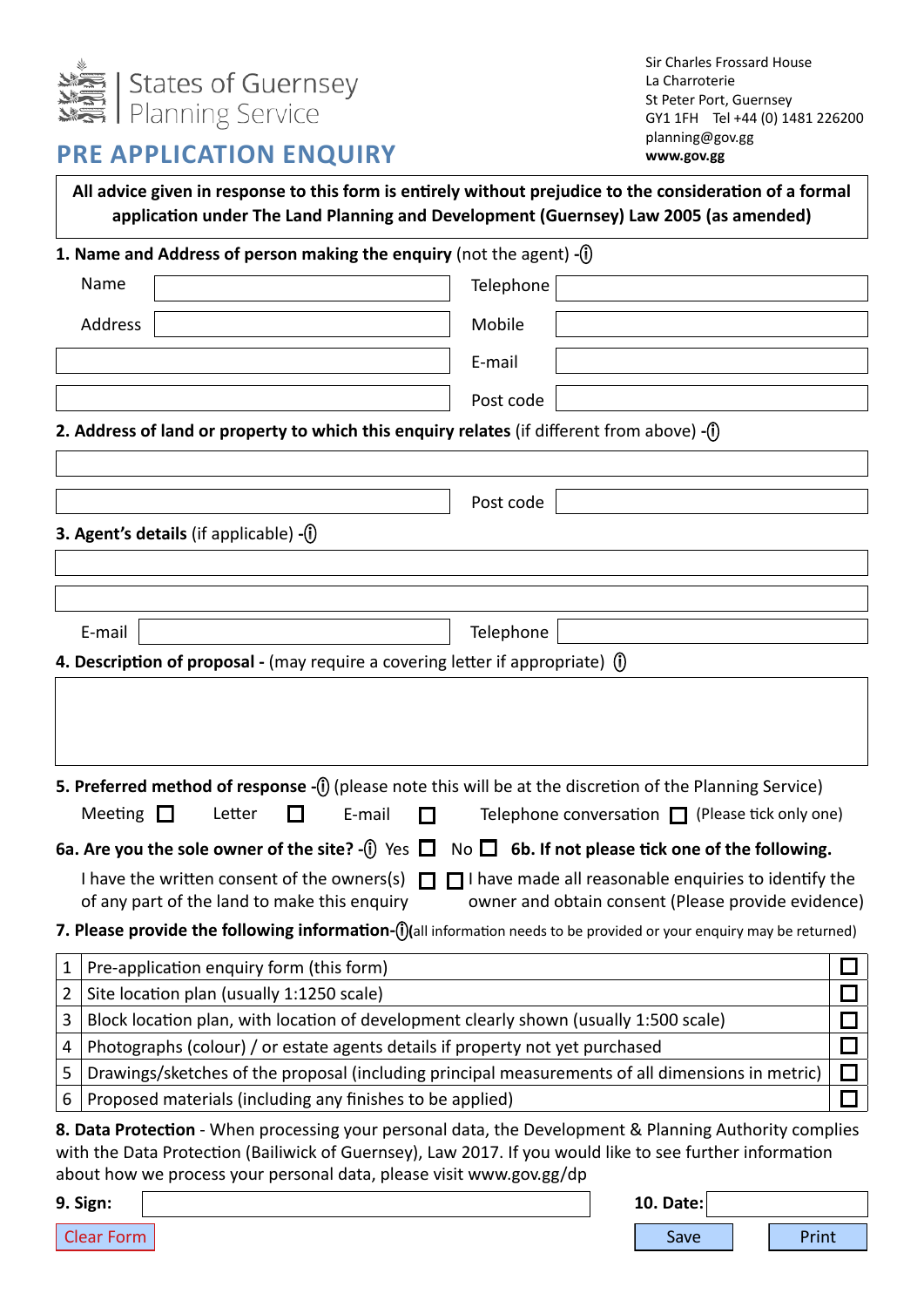States of Guernsey
Planning Service

Sir Charles Frossard House
La Charroterie
St Peter Port, Guernsey
GY1 1FH Tel +44 (0) 1481 226200
planning@gov.gg
**www.gov.gg**

# PRE APPLICATION ENQUIRY

**All advice given in response to this form is entirely without prejudice to the consideration of a formal application under The Land Planning and Development (Guernsey) Law 2005 (as amended)**

**1. Name and Address of person making the enquiry** (not the agent) -ⓘ

Name

Address

Telephone

Mobile

E-mail

Post code

**2. Address of land or property to which this enquiry relates** (if different from above) -ⓘ

Post code

**3. Agent's details** (if applicable) -ⓘ

E-mail

Telephone

**4. Description of proposal -** (may require a covering letter if appropriate) ⓘ

**5. Preferred method of response** -ⓘ (please note this will be at the discretion of the Planning Service)

Meeting ☐ Letter ☐ E-mail ☐ Telephone conversation ☐ (Please tick only one)

**6a. Are you the sole owner of the site?** -ⓘ Yes ☐ No ☐ **6b. If not please tick one of the following.**

I have the written consent of the owners(s) of any part of the land to make this enquiry ☐

☐ I have made all reasonable enquiries to identify the owner and obtain consent (Please provide evidence)

**7. Please provide the following information**-ⓘ(all information needs to be provided or your enquiry may be returned)

| | | |
|---|---|---|
| 1 | Pre-application enquiry form (this form) | ☐ |
| 2 | Site location plan (usually 1:1250 scale) | ☐ |
| 3 | Block location plan, with location of development clearly shown (usually 1:500 scale) | ☐ |
| 4 | Photographs (colour) / or estate agents details if property not yet purchased | ☐ |
| 5 | Drawings/sketches of the proposal (including principal measurements of all dimensions in metric) | ☐ |
| 6 | Proposed materials (including any finishes to be applied) | ☐ |

**8. Data Protection** - When processing your personal data, the Development & Planning Authority complies with the Data Protection (Bailiwick of Guernsey), Law 2017. If you would like to see further information about how we process your personal data, please visit www.gov.gg/dp

**9. Sign:**

**10. Date:**

Clear Form Save Print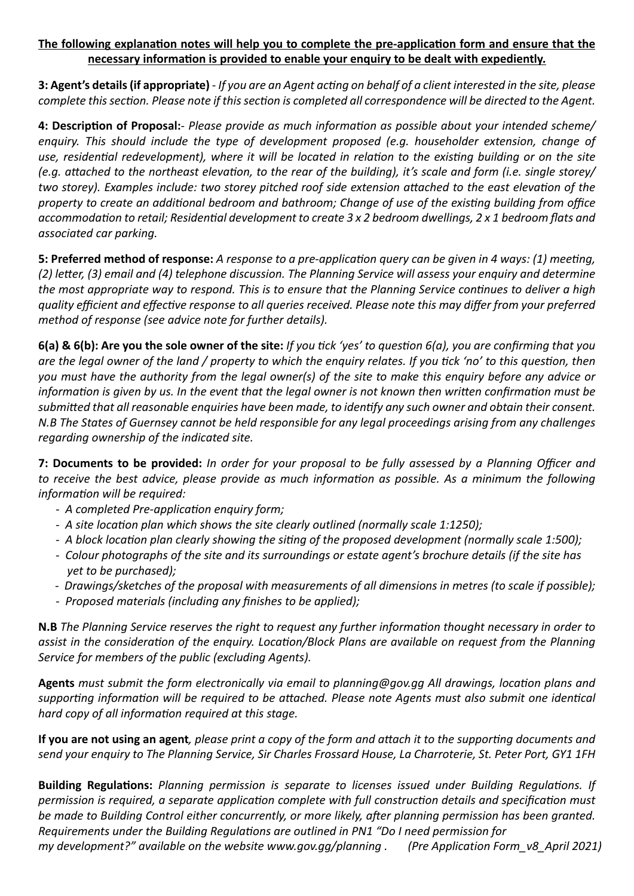**The following explanation notes will help you to complete the pre-application form and ensure that the necessary information is provided to enable your enquiry to be dealt with expediently.**

**3: Agent's details (if appropriate)** - *If you are an Agent acting on behalf of a client interested in the site, please complete this section. Please note if this section is completed all correspondence will be directed to the Agent.*

**4: Description of Proposal:**- *Please provide as much information as possible about your intended scheme/ enquiry. This should include the type of development proposed (e.g. householder extension, change of use, residential redevelopment), where it will be located in relation to the existing building or on the site (e.g. attached to the northeast elevation, to the rear of the building), it's scale and form (i.e. single storey/ two storey). Examples include: two storey pitched roof side extension attached to the east elevation of the property to create an additional bedroom and bathroom; Change of use of the existing building from office accommodation to retail; Residential development to create 3 x 2 bedroom dwellings, 2 x 1 bedroom flats and associated car parking.*

**5: Preferred method of response:** *A response to a pre-application query can be given in 4 ways: (1) meeting, (2) letter, (3) email and (4) telephone discussion. The Planning Service will assess your enquiry and determine the most appropriate way to respond. This is to ensure that the Planning Service continues to deliver a high quality efficient and effective response to all queries received. Please note this may differ from your preferred method of response (see advice note for further details).*

**6(a) & 6(b): Are you the sole owner of the site:** *If you tick 'yes' to question 6(a), you are confirming that you are the legal owner of the land / property to which the enquiry relates. If you tick 'no' to this question, then you must have the authority from the legal owner(s) of the site to make this enquiry before any advice or information is given by us. In the event that the legal owner is not known then written confirmation must be submitted that all reasonable enquiries have been made, to identify any such owner and obtain their consent. N.B The States of Guernsey cannot be held responsible for any legal proceedings arising from any challenges regarding ownership of the indicated site.*

**7: Documents to be provided:** *In order for your proposal to be fully assessed by a Planning Officer and to receive the best advice, please provide as much information as possible. As a minimum the following information will be required:*

- *A completed Pre-application enquiry form;*
- *A site location plan which shows the site clearly outlined (normally scale 1:1250);*
- *A block location plan clearly showing the siting of the proposed development (normally scale 1:500);*
- *Colour photographs of the site and its surroundings or estate agent's brochure details (if the site has yet to be purchased);*
- *Drawings/sketches of the proposal with measurements of all dimensions in metres (to scale if possible);*
- *Proposed materials (including any finishes to be applied);*

**N.B** *The Planning Service reserves the right to request any further information thought necessary in order to assist in the consideration of the enquiry. Location/Block Plans are available on request from the Planning Service for members of the public (excluding Agents).*

**Agents** *must submit the form electronically via email to planning@gov.gg All drawings, location plans and supporting information will be required to be attached. Please note Agents must also submit one identical hard copy of all information required at this stage.*

**If you are not using an agent***, please print a copy of the form and attach it to the supporting documents and send your enquiry to The Planning Service, Sir Charles Frossard House, La Charroterie, St. Peter Port, GY1 1FH*

**Building Regulations:** *Planning permission is separate to licenses issued under Building Regulations. If permission is required, a separate application complete with full construction details and specification must be made to Building Control either concurrently, or more likely, after planning permission has been granted. Requirements under the Building Regulations are outlined in PN1 "Do I need permission for my development?" available on the website www.gov.gg/planning .* *(Pre Application Form_v8_April 2021)*